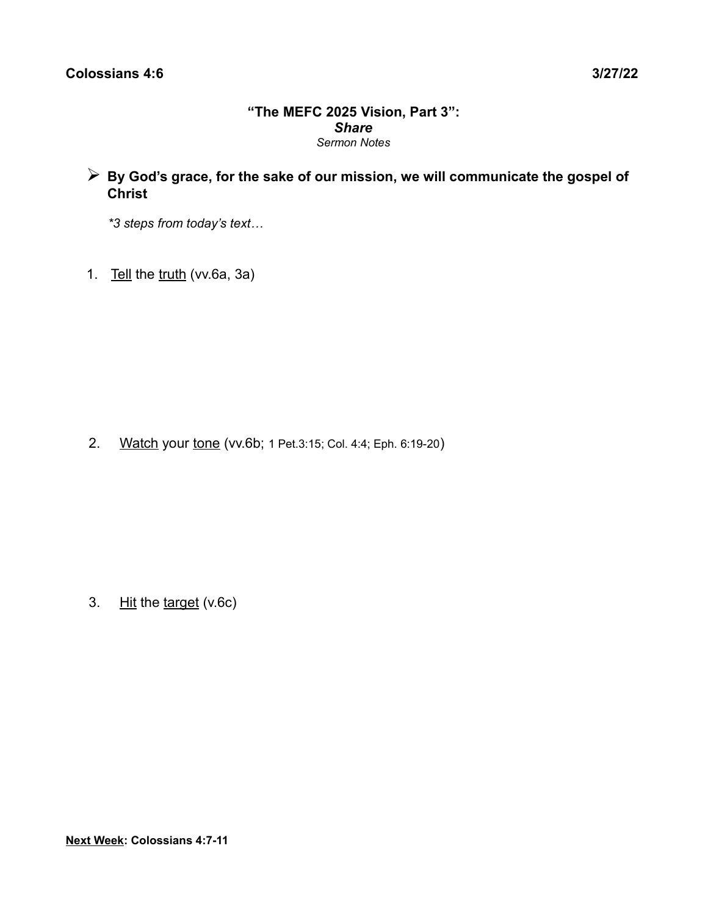**Colossians 4:6** **3/27/22**

## "The MEFC 2025 Vision, Part 3": *Share*

*Sermon Notes*

- **By God's grace, for the sake of our mission, we will communicate the gospel of Christ**

  *\*3 steps from today's text…*

1. <u>Tell</u> the <u>truth</u> (vv.6a, 3a)

2. <u>Watch</u> your <u>tone</u> (vv.6b; 1 Pet.3:15; Col. 4:4; Eph. 6:19-20)

3. <u>Hit</u> the <u>target</u> (v.6c)

**<u>Next Week</u>: Colossians 4:7-11**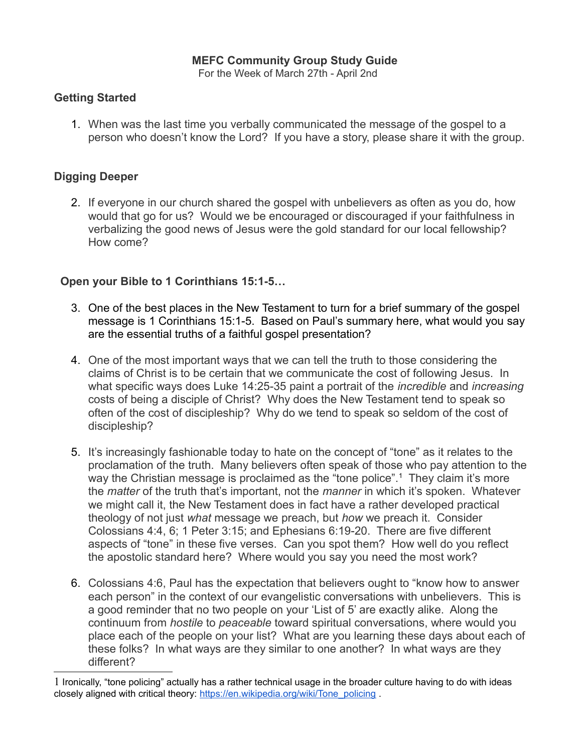**MEFC Community Group Study Guide**

For the Week of March 27th - April 2nd

### Getting Started

1. When was the last time you verbally communicated the message of the gospel to a person who doesn't know the Lord? If you have a story, please share it with the group.

### Digging Deeper

2. If everyone in our church shared the gospel with unbelievers as often as you do, how would that go for us? Would we be encouraged or discouraged if your faithfulness in verbalizing the good news of Jesus were the gold standard for our local fellowship? How come?

**Open your Bible to 1 Corinthians 15:1-5…**

3. One of the best places in the New Testament to turn for a brief summary of the gospel message is 1 Corinthians 15:1-5. Based on Paul's summary here, what would you say are the essential truths of a faithful gospel presentation?

4. One of the most important ways that we can tell the truth to those considering the claims of Christ is to be certain that we communicate the cost of following Jesus. In what specific ways does Luke 14:25-35 paint a portrait of the *incredible* and *increasing* costs of being a disciple of Christ? Why does the New Testament tend to speak so often of the cost of discipleship? Why do we tend to speak so seldom of the cost of discipleship?

5. It's increasingly fashionable today to hate on the concept of "tone" as it relates to the proclamation of the truth. Many believers often speak of those who pay attention to the way the Christian message is proclaimed as the "tone police".[1] They claim it's more the *matter* of the truth that's important, not the *manner* in which it's spoken. Whatever we might call it, the New Testament does in fact have a rather developed practical theology of not just *what* message we preach, but *how* we preach it. Consider Colossians 4:4, 6; 1 Peter 3:15; and Ephesians 6:19-20. There are five different aspects of "tone" in these five verses. Can you spot them? How well do you reflect the apostolic standard here? Where would you say you need the most work?

6. Colossians 4:6, Paul has the expectation that believers ought to "know how to answer each person" in the context of our evangelistic conversations with unbelievers. This is a good reminder that no two people on your 'List of 5' are exactly alike. Along the continuum from *hostile* to *peaceable* toward spiritual conversations, where would you place each of the people on your list? What are you learning these days about each of these folks? In what ways are they similar to one another? In what ways are they different?

---

1 Ironically, "tone policing" actually has a rather technical usage in the broader culture having to do with ideas closely aligned with critical theory: https://en.wikipedia.org/wiki/Tone_policing .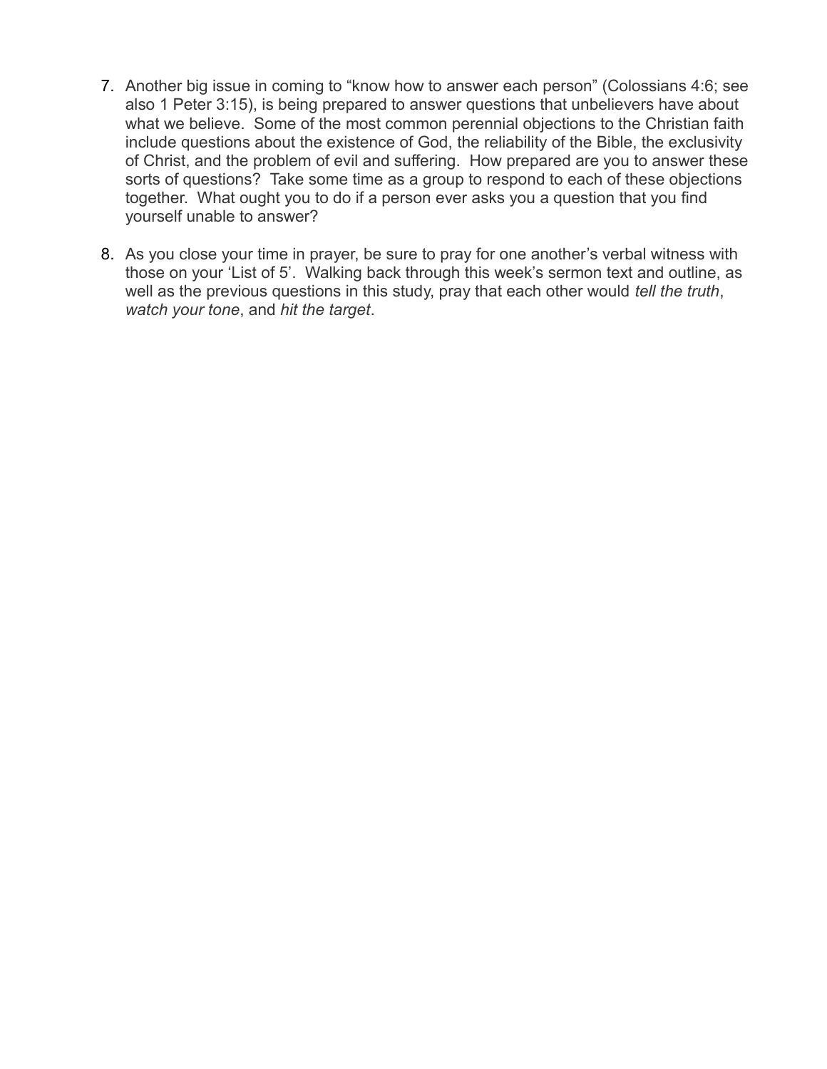7. Another big issue in coming to "know how to answer each person" (Colossians 4:6; see also 1 Peter 3:15), is being prepared to answer questions that unbelievers have about what we believe. Some of the most common perennial objections to the Christian faith include questions about the existence of God, the reliability of the Bible, the exclusivity of Christ, and the problem of evil and suffering. How prepared are you to answer these sorts of questions? Take some time as a group to respond to each of these objections together. What ought you to do if a person ever asks you a question that you find yourself unable to answer?

8. As you close your time in prayer, be sure to pray for one another's verbal witness with those on your 'List of 5'. Walking back through this week's sermon text and outline, as well as the previous questions in this study, pray that each other would *tell the truth*, *watch your tone*, and *hit the target*.